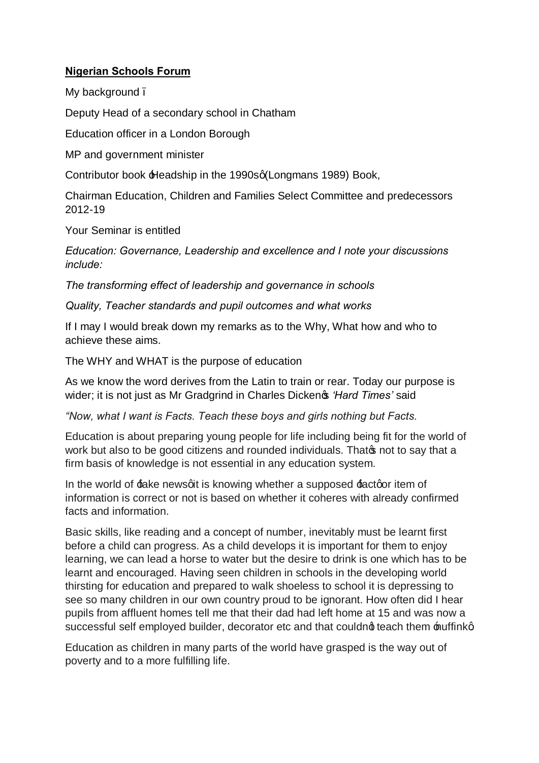**Nigerian Schools Forum**

My background –

Deputy Head of a secondary school in Chatham

Education officer in a London Borough

MP and government minister

Contributor book 'Headship in the 1990s' (Longmans 1989) Book,

Chairman Education, Children and Families Select Committee and predecessors 2012-19

Your Seminar is entitled

*Education: Governance, Leadership and excellence and I note your discussions include:*

*The transforming effect of leadership and governance in schools*

*Quality, Teacher standards and pupil outcomes and what works*

If I may I would break down my remarks as to the Why, What how and who to achieve these aims.

The WHY and WHAT is the purpose of education

As we know the word derives from the Latin to train or rear. Today our purpose is wider; it is not just as Mr Gradgrind in Charles Dicken's *'Hard Times'* said

*"Now, what I want is Facts. Teach these boys and girls nothing but Facts.*

Education is about preparing young people for life including being fit for the world of work but also to be good citizens and rounded individuals. That's not to say that a firm basis of knowledge is not essential in any education system.

In the world of 'fake news' it is knowing whether a supposed 'fact' or item of information is correct or not is based on whether it coheres with already confirmed facts and information.

Basic skills, like reading and a concept of number, inevitably must be learnt first before a child can progress. As a child develops it is important for them to enjoy learning, we can lead a horse to water but the desire to drink is one which has to be learnt and encouraged. Having seen children in schools in the developing world thirsting for education and prepared to walk shoeless to school it is depressing to see so many children in our own country proud to be ignorant. How often did I hear pupils from affluent homes tell me that their dad had left home at 15 and was now a successful self employed builder, decorator etc and that couldn't teach them 'nuffink'

Education as children in many parts of the world have grasped is the way out of poverty and to a more fulfilling life.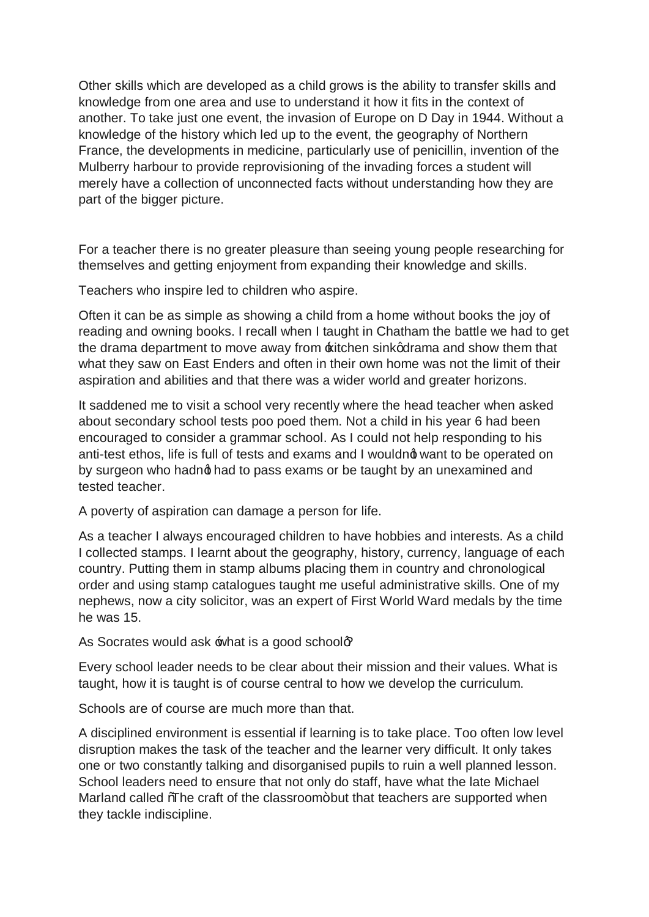Other skills which are developed as a child grows is the ability to transfer skills and knowledge from one area and use to understand it how it fits in the context of another. To take just one event, the invasion of Europe on D Day in 1944. Without a knowledge of the history which led up to the event, the geography of Northern France, the developments in medicine, particularly use of penicillin, invention of the Mulberry harbour to provide reprovisioning of the invading forces a student will merely have a collection of unconnected facts without understanding how they are part of the bigger picture.

For a teacher there is no greater pleasure than seeing young people researching for themselves and getting enjoyment from expanding their knowledge and skills.

Teachers who inspire led to children who aspire.

Often it can be as simple as showing a child from a home without books the joy of reading and owning books. I recall when I taught in Chatham the battle we had to get the drama department to move away from 'kitchen sink' drama and show them that what they saw on East Enders and often in their own home was not the limit of their aspiration and abilities and that there was a wider world and greater horizons.

It saddened me to visit a school very recently where the head teacher when asked about secondary school tests poo poed them. Not a child in his year 6 had been encouraged to consider a grammar school. As I could not help responding to his anti-test ethos, life is full of tests and exams and I wouldn't want to be operated on by surgeon who hadn't had to pass exams or be taught by an unexamined and tested teacher.

A poverty of aspiration can damage a person for life.

As a teacher I always encouraged children to have hobbies and interests. As a child I collected stamps. I learnt about the geography, history, currency, language of each country. Putting them in stamp albums placing them in country and chronological order and using stamp catalogues taught me useful administrative skills. One of my nephews, now a city solicitor, was an expert of First World Ward medals by the time he was 15.

As Socrates would ask 'what is a good school?'

Every school leader needs to be clear about their mission and their values. What is taught, how it is taught is of course central to how we develop the curriculum.

Schools are of course are much more than that.

A disciplined environment is essential if learning is to take place. Too often low level disruption makes the task of the teacher and the learner very difficult. It only takes one or two constantly talking and disorganised pupils to ruin a well planned lesson. School leaders need to ensure that not only do staff, have what the late Michael Marland called "The craft of the classroom" but that teachers are supported when they tackle indiscipline.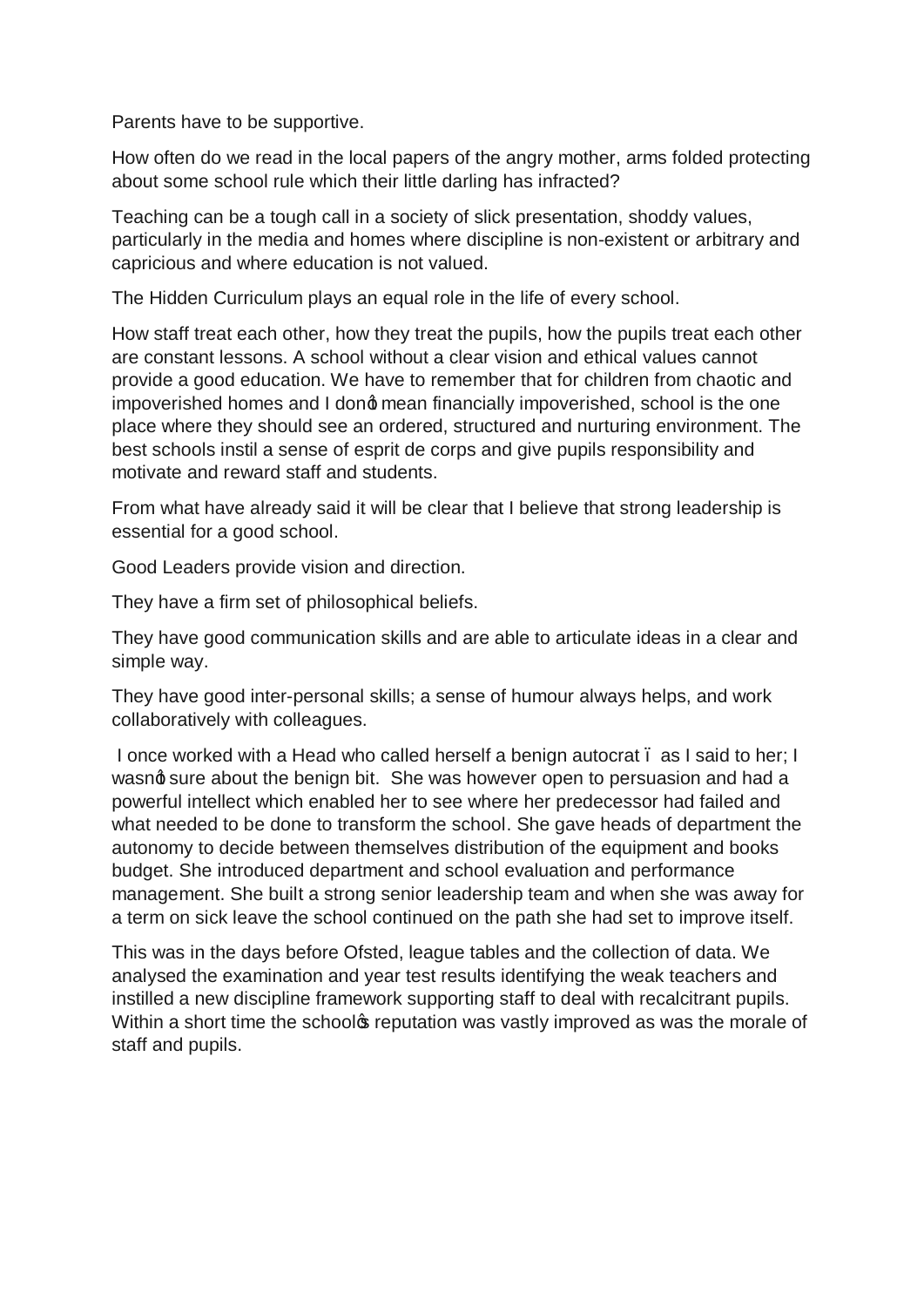Parents have to be supportive.

How often do we read in the local papers of the angry mother, arms folded protecting about some school rule which their little darling has infracted?

Teaching can be a tough call in a society of slick presentation, shoddy values, particularly in the media and homes where discipline is non-existent or arbitrary and capricious and where education is not valued.

The Hidden Curriculum plays an equal role in the life of every school.

How staff treat each other, how they treat the pupils, how the pupils treat each other are constant lessons. A school without a clear vision and ethical values cannot provide a good education. We have to remember that for children from chaotic and impoverished homes and I don't mean financially impoverished, school is the one place where they should see an ordered, structured and nurturing environment. The best schools instil a sense of esprit de corps and give pupils responsibility and motivate and reward staff and students.

From what have already said it will be clear that I believe that strong leadership is essential for a good school.

Good Leaders provide vision and direction.

They have a firm set of philosophical beliefs.

They have good communication skills and are able to articulate ideas in a clear and simple way.

They have good inter-personal skills; a sense of humour always helps, and work collaboratively with colleagues.

I once worked with a Head who called herself a benign autocrat – as I said to her; I wasn't sure about the benign bit. She was however open to persuasion and had a powerful intellect which enabled her to see where her predecessor had failed and what needed to be done to transform the school. She gave heads of department the autonomy to decide between themselves distribution of the equipment and books budget. She introduced department and school evaluation and performance management. She built a strong senior leadership team and when she was away for a term on sick leave the school continued on the path she had set to improve itself.

This was in the days before Ofsted, league tables and the collection of data. We analysed the examination and year test results identifying the weak teachers and instilled a new discipline framework supporting staff to deal with recalcitrant pupils. Within a short time the school's reputation was vastly improved as was the morale of staff and pupils.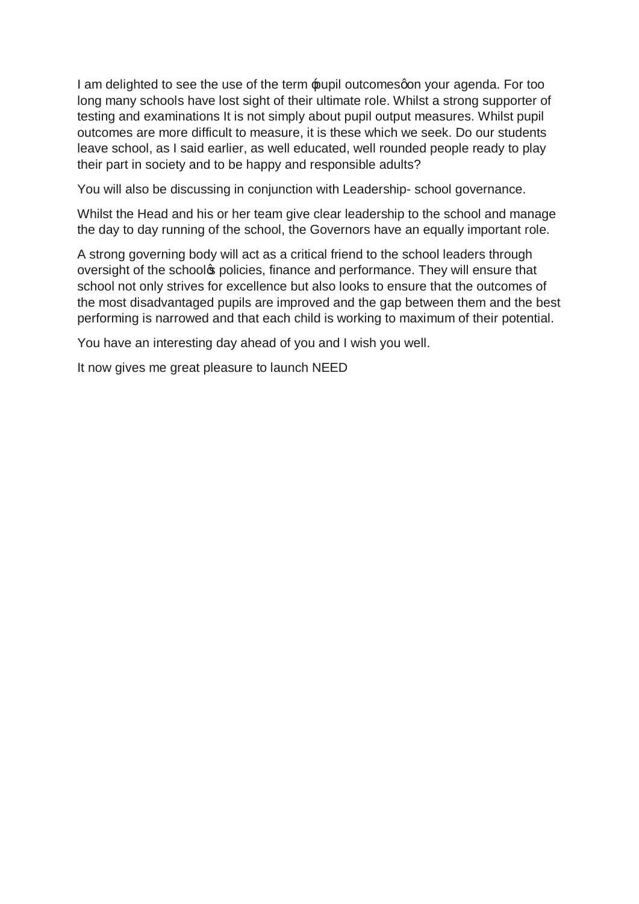I am delighted to see the use of the term 'pupil outcomes' on your agenda. For too long many schools have lost sight of their ultimate role. Whilst a strong supporter of testing and examinations It is not simply about pupil output measures. Whilst pupil outcomes are more difficult to measure, it is these which we seek. Do our students leave school, as I said earlier, as well educated, well rounded people ready to play their part in society and to be happy and responsible adults?

You will also be discussing in conjunction with Leadership- school governance.

Whilst the Head and his or her team give clear leadership to the school and manage the day to day running of the school, the Governors have an equally important role.

A strong governing body will act as a critical friend to the school leaders through oversight of the school's policies, finance and performance. They will ensure that school not only strives for excellence but also looks to ensure that the outcomes of the most disadvantaged pupils are improved and the gap between them and the best performing is narrowed and that each child is working to maximum of their potential.

You have an interesting day ahead of you and I wish you well.

It now gives me great pleasure to launch NEED